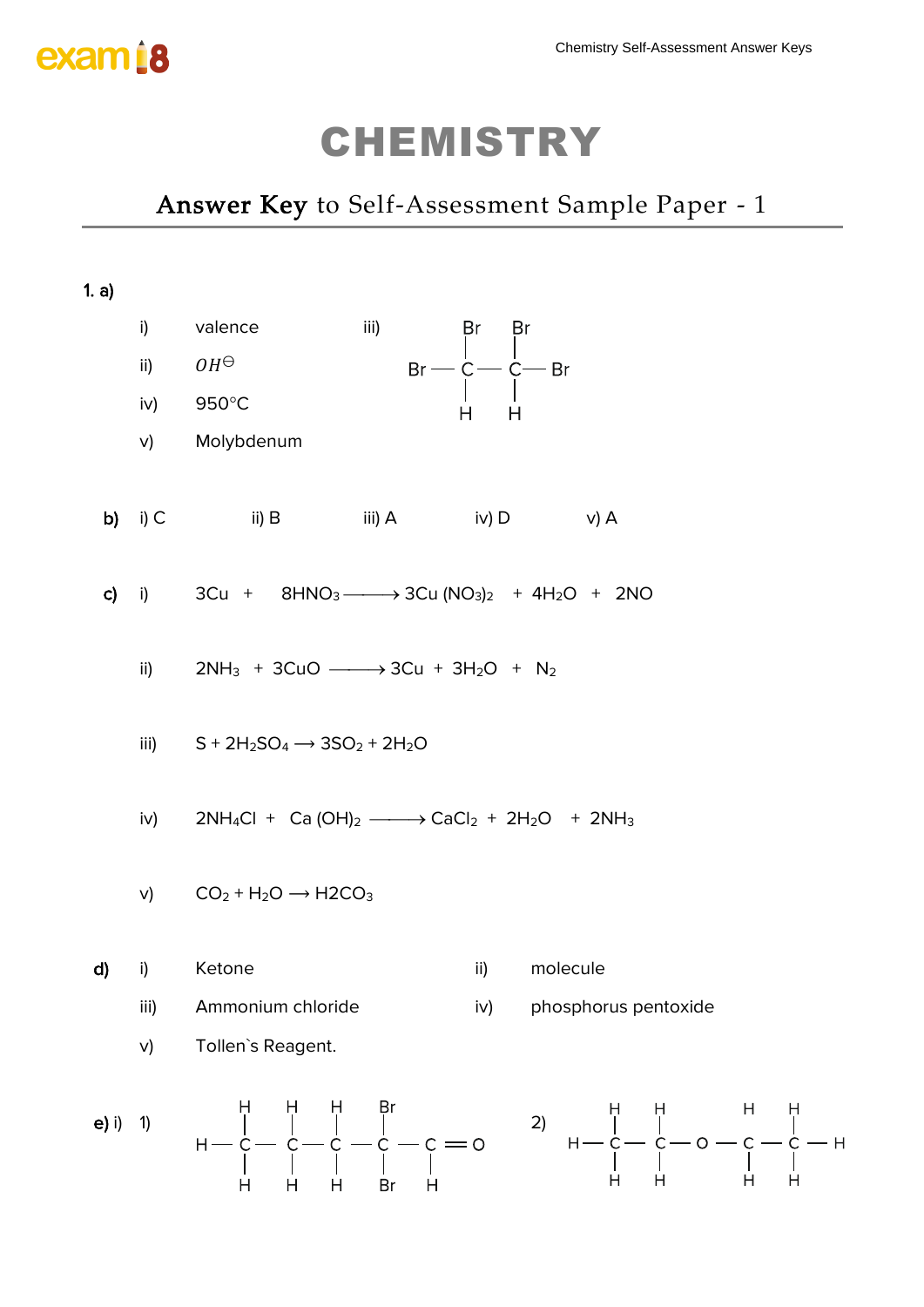# CHEMISTRY

## **Answer Key** to Self-Assessment Sample Paper - 1

**1. a)**

i) valence

ii) $OH^{\ominus}$

iii)

```
      Br    Br
      |     |
Br —  C  —  C — Br
      |     |
      H     H
```

iv) 950°C

v) Molybdenum

**b)** i) C  ii) B  iii) A  iv) D  v) A

**c)**

i) $3Cu + 8HNO_3 \longrightarrow 3Cu(NO_3)_2 + 4H_2O + 2NO$

ii) $2NH_3 + 3CuO \longrightarrow 3Cu + 3H_2O + N_2$

iii) $S + 2H_2SO_4 \longrightarrow 3SO_2 + 2H_2O$

iv) $2NH_4Cl + Ca(OH)_2 \longrightarrow CaCl_2 + 2H_2O + 2NH_3$

v) $CO_2 + H_2O \longrightarrow H2CO_3$

**d)**

i) Ketone

ii) molecule

iii) Ammonium chloride

iv) phosphorus pentoxide

v) Tollen`s Reagent.

**e)** i) 1)

```
    H    H    H    Br
    |    |    |    |
H — C —  C —  C —  C  —  C = O
    |    |    |    |     |
    H    H    H    Br    H
```

2)

```
    H    H         H    H
    |    |         |    |
H — C —  C — O  —  C —  C — H
    |    |         |    |
    H    H         H    H
```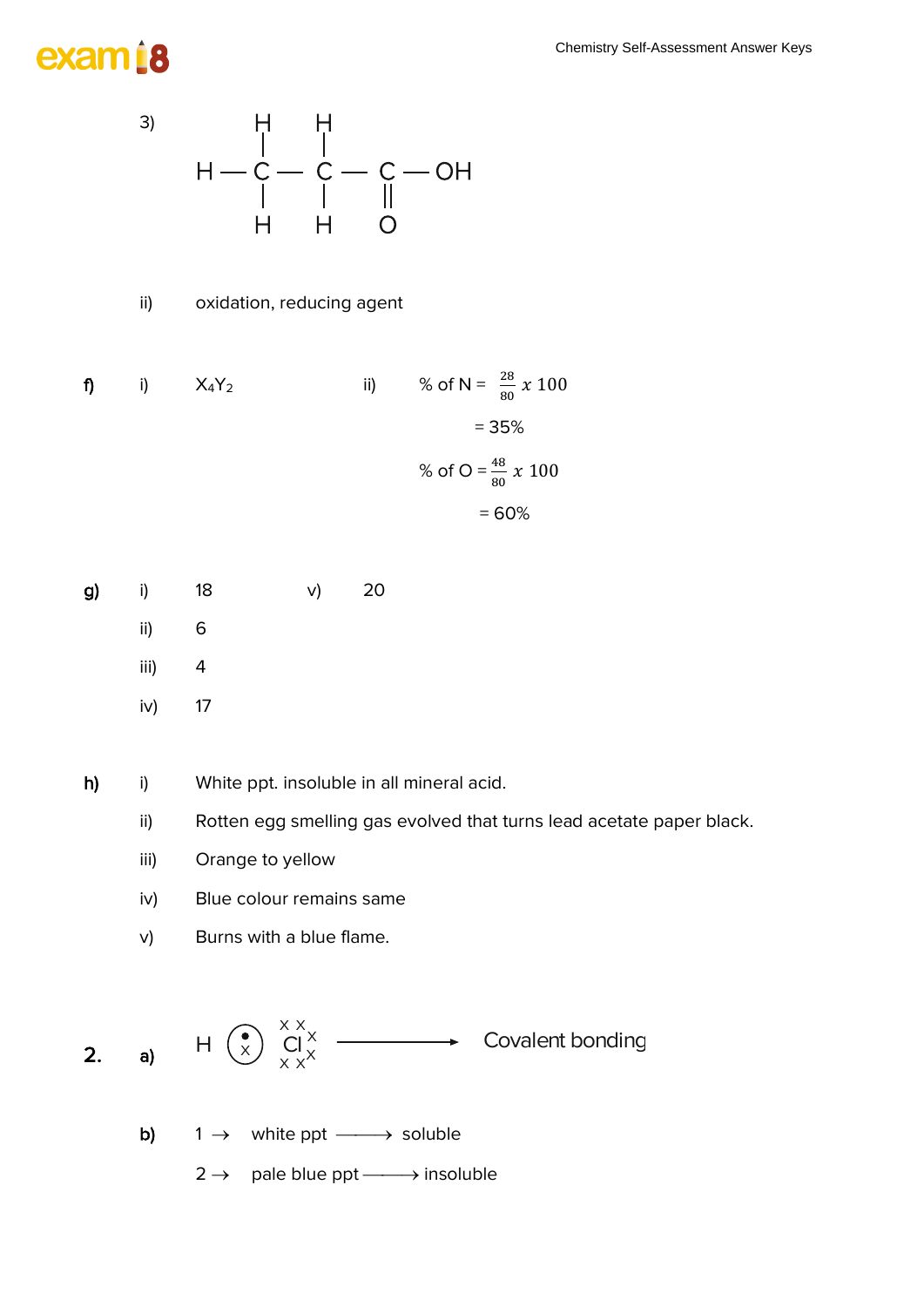3) 

```
        H     H
        |     |
H  —  C  —  C  —  C  —  OH
        |     |     ||
        H     H     O
```

ii) oxidation, reducing agent

**f)** i) $X_4Y_2$

ii) % of N = $\frac{28}{80} x\ 100$

= 35%

% of O = $\frac{48}{80} x\ 100$

= 60%

**g)** i) 18

ii) 6

iii) 4

iv) 17

v) 20

**h)** i) White ppt. insoluble in all mineral acid.

ii) Rotten egg smelling gas evolved that turns lead acetate paper black.

iii) Orange to yellow

iv) Blue colour remains same

v) Burns with a blue flame.

**2.** **a)** H (•×) Cl (with ×× electron pairs) ⟶ Covalent bonding

**b)** 1 → white ppt ⟶ soluble

2 → pale blue ppt ⟶ insoluble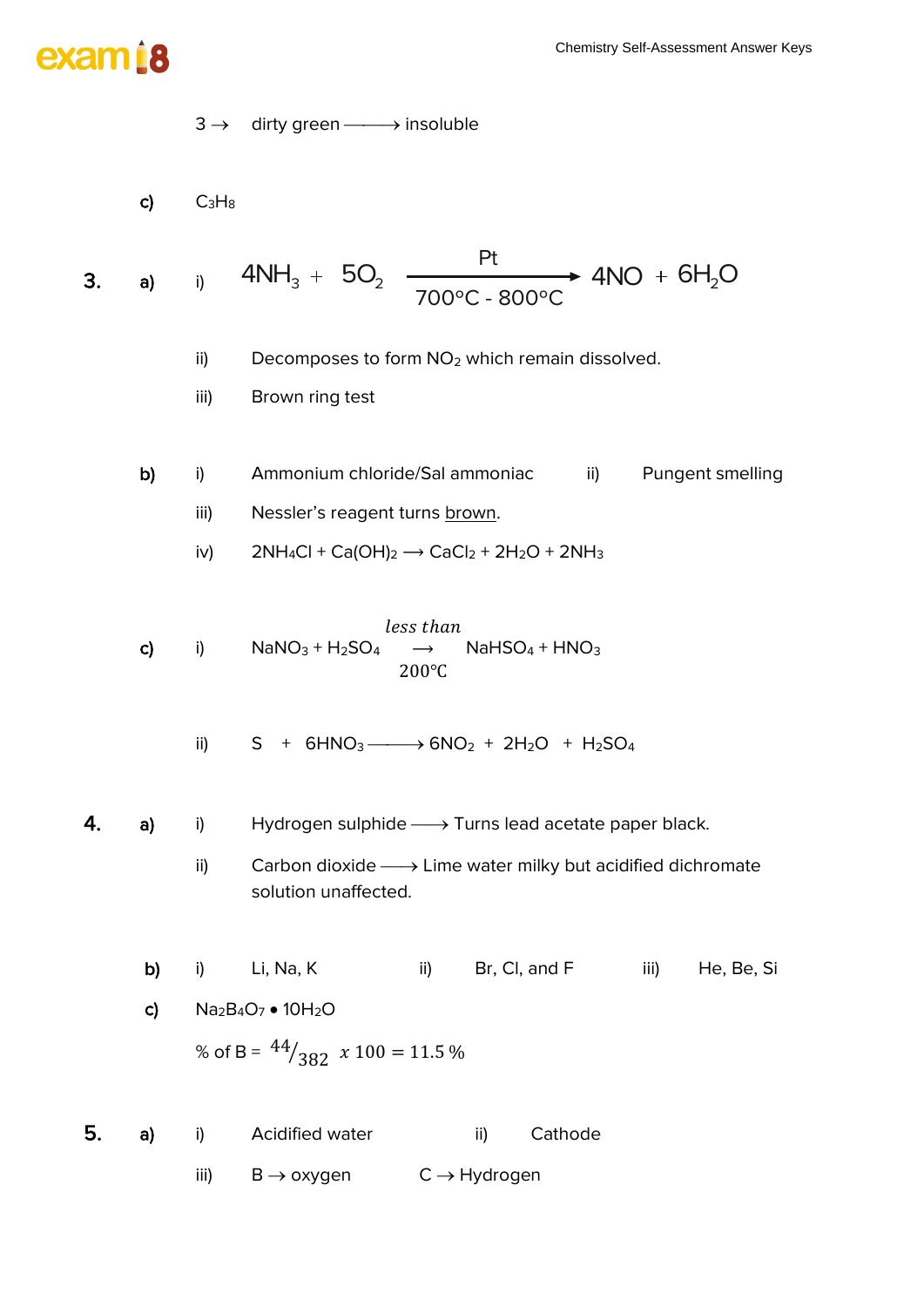3 → dirty green ⟶ insoluble

**c)** $C_3H_8$

**3.** **a)** i) $$4NH_3 + 5O_2 \xrightarrow[700°C - 800°C]{Pt} 4NO + 6H_2O$$

ii) Decomposes to form $NO_2$ which remain dissolved.

iii) Brown ring test

**b)** i) Ammonium chloride/Sal ammoniac ii) Pungent smelling

iii) Nessler's reagent turns brown.

iv) $2NH_4Cl + Ca(OH)_2 \longrightarrow CaCl_2 + 2H_2O + 2NH_3$

**c)** i) $NaNO_3 + H_2SO_4 \xrightarrow[200℃]{less\ than} NaHSO_4 + HNO_3$

ii) $S + 6HNO_3 \longrightarrow 6NO_2 + 2H_2O + H_2SO_4$

**4.** **a)** i) Hydrogen sulphide ⟶ Turns lead acetate paper black.

ii) Carbon dioxide ⟶ Lime water milky but acidified dichromate solution unaffected.

**b)** i) Li, Na, K ii) Br, Cl, and F iii) He, Be, Si

**c)** $Na_2B_4O_7 \bullet 10H_2O$

% of B = $^{44}/_{382}\ x\ 100 = 11.5\ \%$

**5.** **a)** i) Acidified water ii) Cathode

iii) B → oxygen C → Hydrogen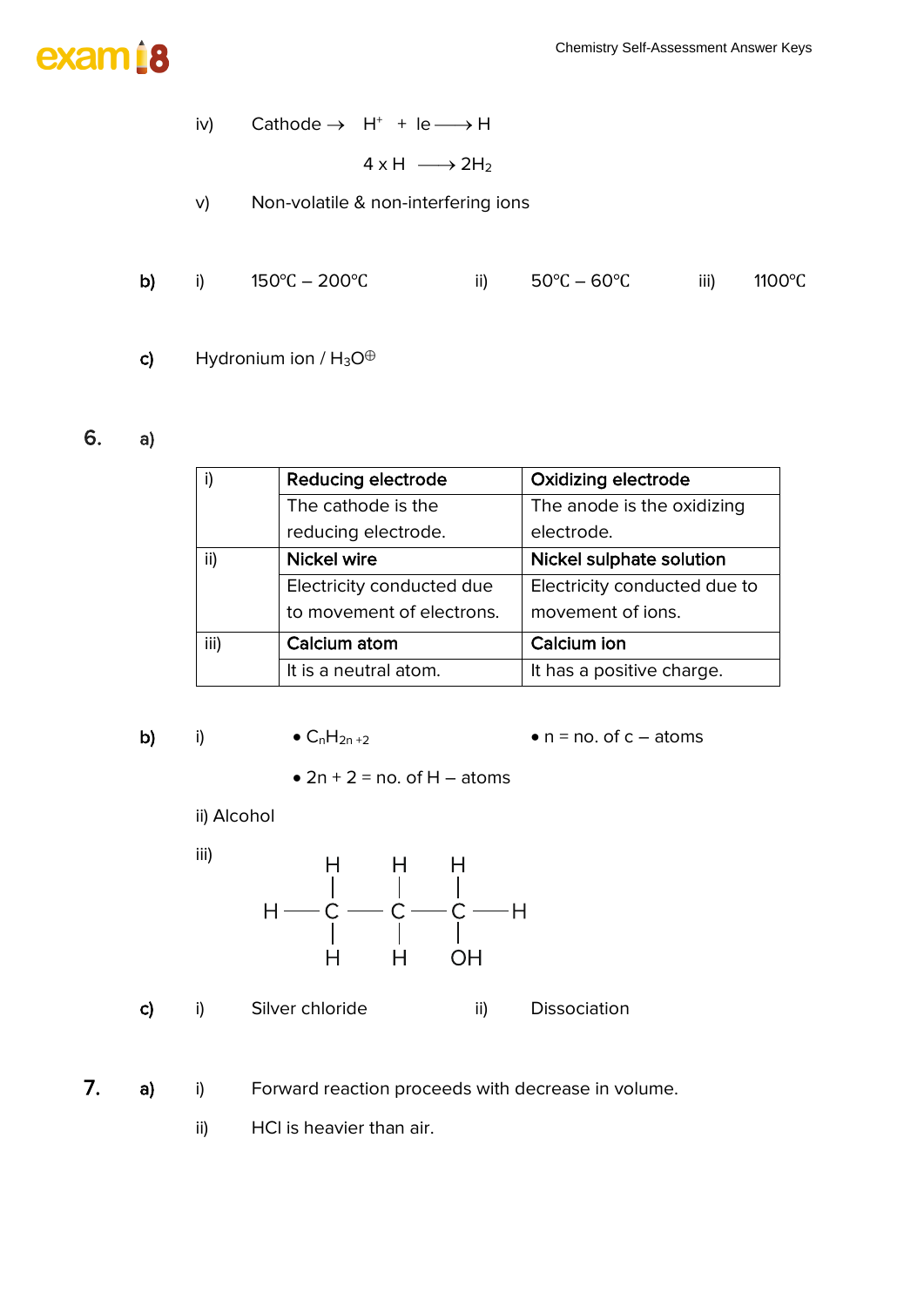iv) Cathode → $H^+ + 1e \longrightarrow H$

$4 \times H \longrightarrow 2H_2$

v) Non-volatile & non-interfering ions

**b)** i) 150℃ – 200℃  ii) 50℃ – 60℃  iii) 1100℃

**c)** Hydronium ion / $H_3O^{\oplus}$

**6.** **a)**

| | | |
|---|---|---|
| i) | **Reducing electrode** | **Oxidizing electrode** |
| | The cathode is the reducing electrode. | The anode is the oxidizing electrode. |
| ii) | **Nickel wire** | **Nickel sulphate solution** |
| | Electricity conducted due to movement of electrons. | Electricity conducted due to movement of ions. |
| iii) | **Calcium atom** | **Calcium ion** |
| | It is a neutral atom. | It has a positive charge. |

**b)** i)
- $C_nH_{2n+2}$
- n = no. of c – atoms
- 2n + 2 = no. of H – atoms

ii) Alcohol

iii)

```
     H    H    H
     |    |    |
H —  C —  C —  C — H
     |    |    |
     H    H    OH
```

**c)** i) Silver chloride  ii) Dissociation

**7.** **a)** i) Forward reaction proceeds with decrease in volume.

ii) HCl is heavier than air.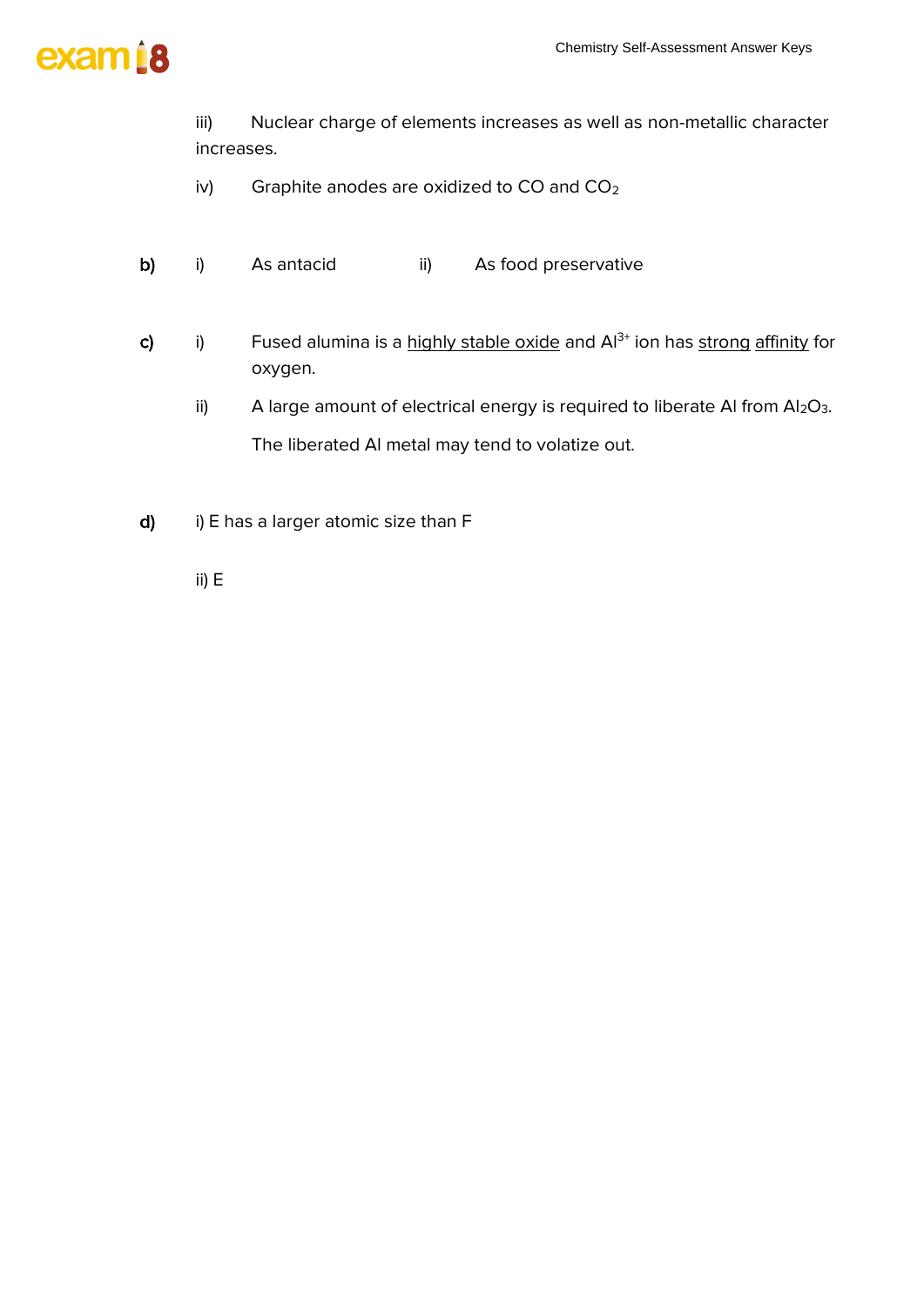iii) Nuclear charge of elements increases as well as non-metallic character increases.

iv) Graphite anodes are oxidized to CO and $CO_2$

**b)** i) As antacid ii) As food preservative

**c)** i) Fused alumina is a highly stable oxide and $Al^{3+}$ ion has strong affinity for oxygen.

ii) A large amount of electrical energy is required to liberate Al from $Al_2O_3$.

The liberated Al metal may tend to volatize out.

**d)** i) E has a larger atomic size than F

ii) E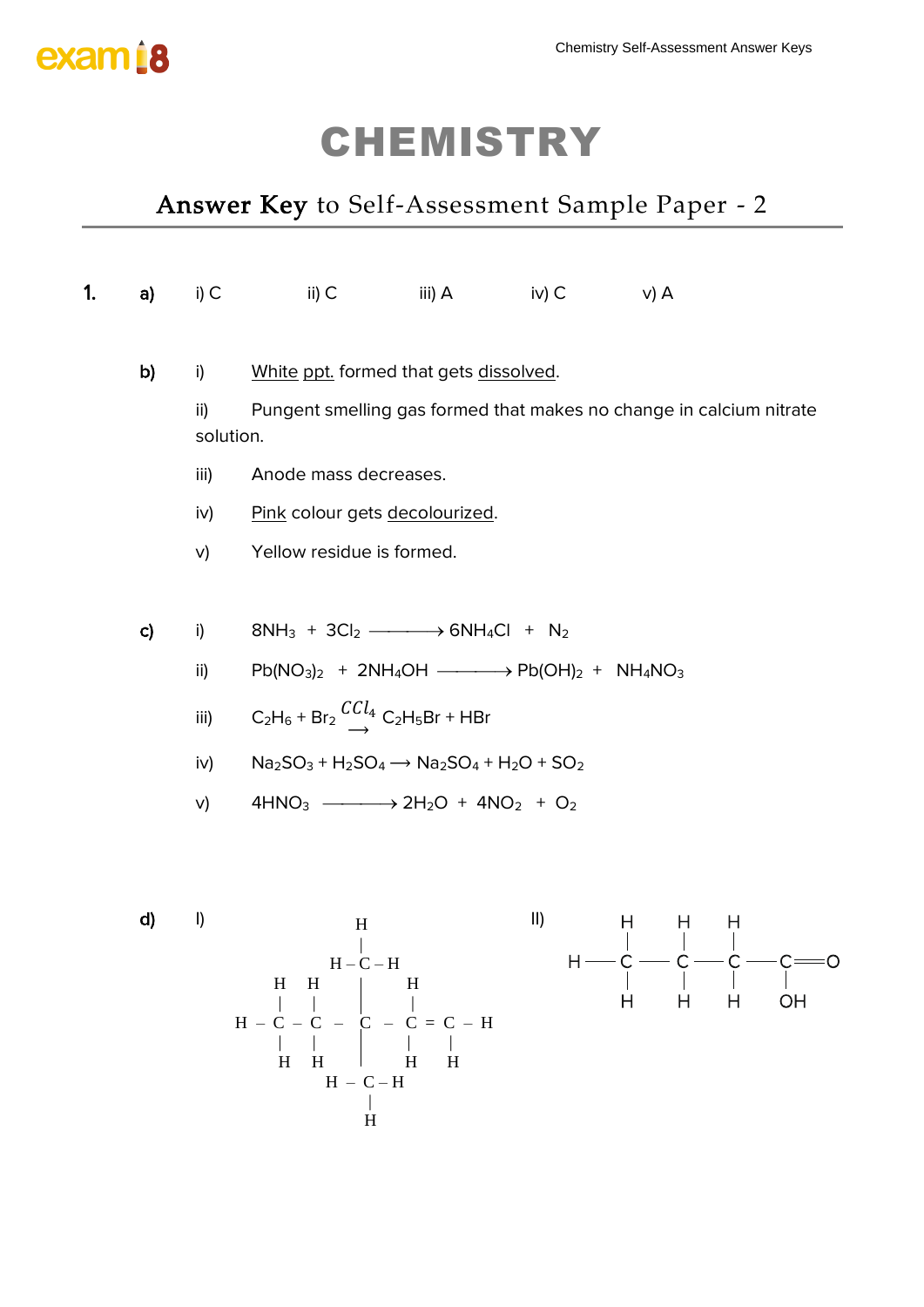# CHEMISTRY

## Answer Key to Self-Assessment Sample Paper - 2

**1.** **a)** i) C ii) C iii) A iv) C v) A

**b)** i) White ppt. formed that gets dissolved.

ii) Pungent smelling gas formed that makes no change in calcium nitrate solution.

iii) Anode mass decreases.

iv) Pink colour gets decolourized.

v) Yellow residue is formed.

**c)** i) $8NH_3 + 3Cl_2 \longrightarrow 6NH_4Cl + N_2$

ii) $Pb(NO_3)_2 + 2NH_4OH \longrightarrow Pb(OH)_2 + NH_4NO_3$

iii) $C_2H_6 + Br_2 \xrightarrow{CCl_4} C_2H_5Br + HBr$

iv) $Na_2SO_3 + H_2SO_4 \longrightarrow Na_2SO_4 + H_2O + SO_2$

v) $4HNO_3 \longrightarrow 2H_2O + 4NO_2 + O_2$

**d)** I)

```
                H
                |
              H-C-H
     H   H      |     H
     |   |      |     |
 H - C - C  -   C  -  C = C - H
     |   |      |     |   |
     H   H      |     H   H
              H-C-H
                |
                H
```

II)

```
    H   H   H
    |   |   |
H - C - C - C - C = O
    |   |   |   |
    H   H   H   OH
```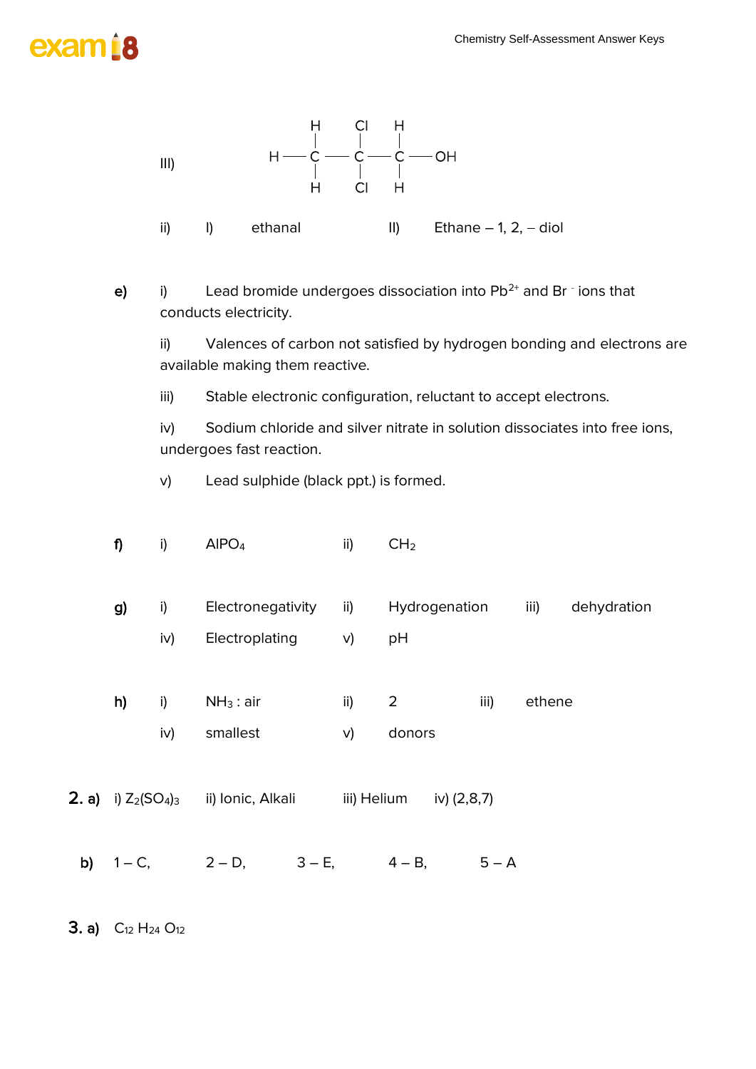III)

```
        H    Cl   H
        |    |    |
   H —— C —— C —— C —— OH
        |    |    |
        H    Cl   H
```

ii) I) ethanal II) Ethane – 1, 2, – diol

**e)** i) Lead bromide undergoes dissociation into $Pb^{2+}$ and $Br^{-}$ ions that conducts electricity.

ii) Valences of carbon not satisfied by hydrogen bonding and electrons are available making them reactive.

iii) Stable electronic configuration, reluctant to accept electrons.

iv) Sodium chloride and silver nitrate in solution dissociates into free ions, undergoes fast reaction.

v) Lead sulphide (black ppt.) is formed.

**f)** i) $AlPO_4$ ii) $CH_2$

**g)** i) Electronegativity ii) Hydrogenation iii) dehydration

iv) Electroplating v) pH

**h)** i) $NH_3$ : air ii) 2 iii) ethene

iv) smallest v) donors

**2. a)** i) $Z_2(SO_4)_3$ ii) Ionic, Alkali iii) Helium iv) (2,8,7)

**b)** 1 – C, 2 – D, 3 – E, 4 – B, 5 – A

**3. a)** $C_{12}H_{24}O_{12}$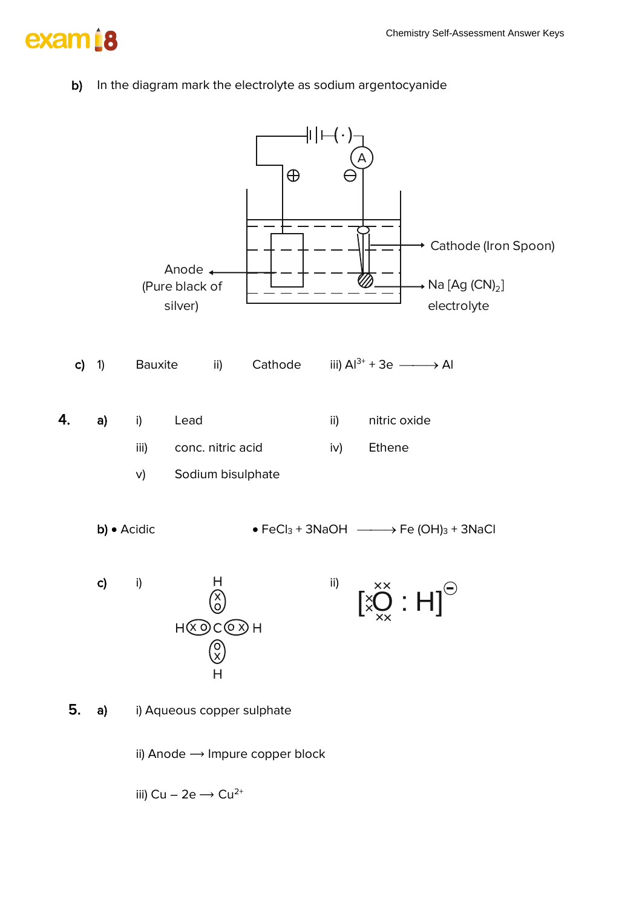b) In the diagram mark the electrolyte as sodium argentocyanide

Anode (Pure black of silver)

Cathode (Iron Spoon)

$Na[Ag(CN)_2]$ electrolyte

c) 1) Bauxite ii) Cathode iii) $Al^{3+} + 3e \longrightarrow Al$

**4.** a) i) Lead ii) nitric oxide

iii) conc. nitric acid iv) Ethene

v) Sodium bisulphate

b) • Acidic • $FeCl_3 + 3NaOH \longrightarrow Fe(OH)_3 + 3NaCl$

c) i)

```
        H
        x
        o
H x o C o x H
        o
        x
        H
```

ii) $[\overset{\times\times}{\underset{\times\times}{\times\text{O}\times}} : H]^{\ominus}$

**5.** a) i) Aqueous copper sulphate

ii) Anode ⟶ Impure copper block

iii) $Cu - 2e \longrightarrow Cu^{2+}$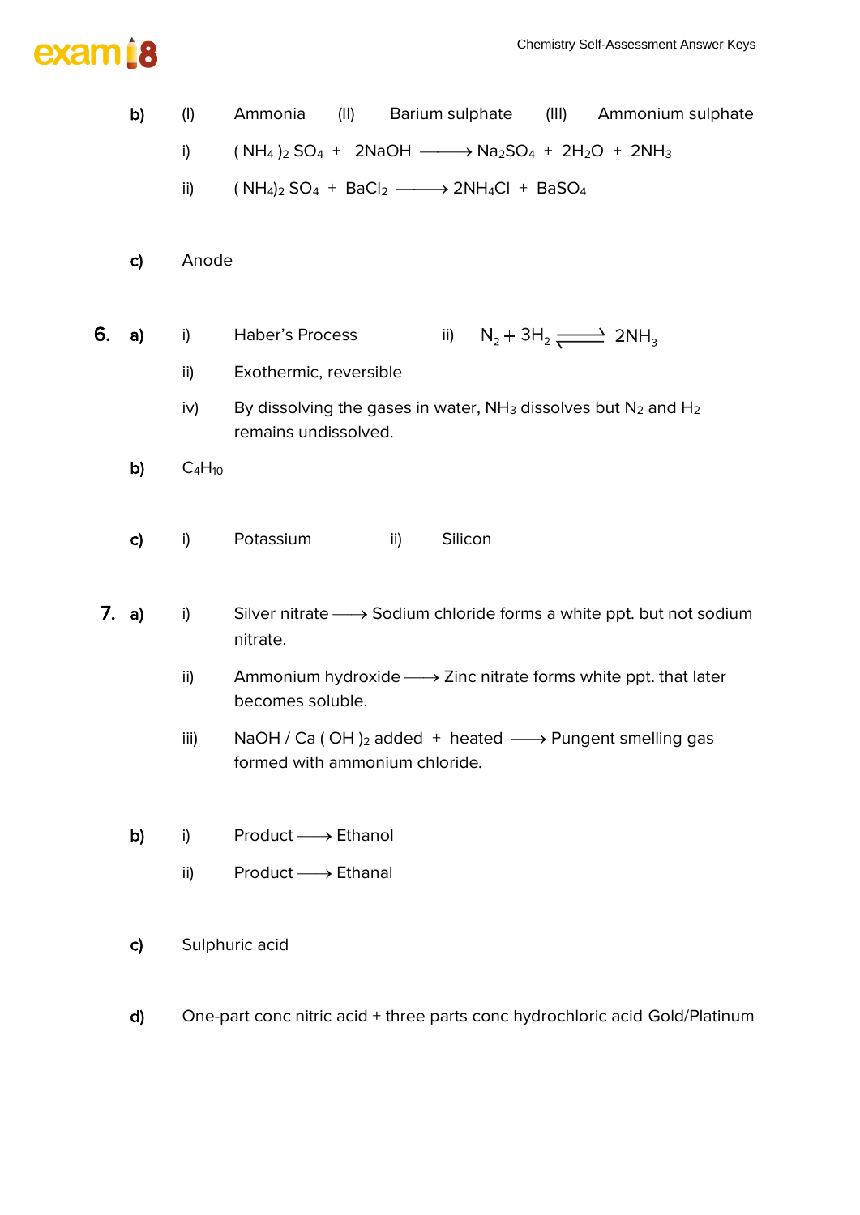**b)** (I) Ammonia (II) Barium sulphate (III) Ammonium sulphate

i) $(NH_4)_2 SO_4 + 2NaOH \longrightarrow Na_2SO_4 + 2H_2O + 2NH_3$

ii) $(NH_4)_2 SO_4 + BaCl_2 \longrightarrow 2NH_4Cl + BaSO_4$

**c)** Anode

**6. a)** i) Haber's Process ii) $N_2 + 3H_2 \rightleftharpoons 2NH_3$

ii) Exothermic, reversible

iv) By dissolving the gases in water, $NH_3$ dissolves but $N_2$ and $H_2$ remains undissolved.

**b)** $C_4H_{10}$

**c)** i) Potassium ii) Silicon

**7. a)** i) Silver nitrate $\longrightarrow$ Sodium chloride forms a white ppt. but not sodium nitrate.

ii) Ammonium hydroxide $\longrightarrow$ Zinc nitrate forms white ppt. that later becomes soluble.

iii) NaOH / $Ca(OH)_2$ added + heated $\longrightarrow$ Pungent smelling gas formed with ammonium chloride.

**b)** i) Product $\longrightarrow$ Ethanol

ii) Product $\longrightarrow$ Ethanal

**c)** Sulphuric acid

**d)** One-part conc nitric acid + three parts conc hydrochloric acid Gold/Platinum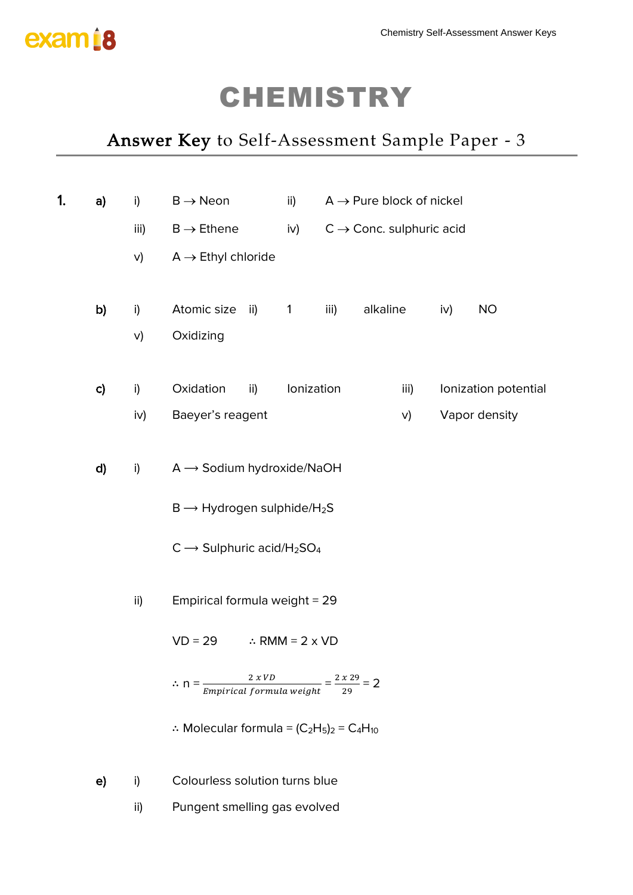# CHEMISTRY

## Answer Key to Self-Assessment Sample Paper - 3

**1.** **a)**

i) B → Neon  ii) A → Pure block of nickel

iii) B → Ethene  iv) C → Conc. sulphuric acid

v) A → Ethyl chloride

**b)**

i) Atomic size  ii) 1  iii) alkaline  iv) NO

v) Oxidizing

**c)**

i) Oxidation  ii) Ionization  iii) Ionization potential

iv) Baeyer's reagent  v) Vapor density

**d)**

i) A ⟶ Sodium hydroxide/NaOH

B ⟶ Hydrogen sulphide/$H_2S$

C ⟶ Sulphuric acid/$H_2SO_4$

ii) Empirical formula weight = 29

VD = 29  ∴ RMM = 2 x VD

$$\therefore n = \frac{2 \, x \, VD}{Empirical \; formula \; weight} = \frac{2 \, x \, 29}{29} = 2$$

∴ Molecular formula = $(C_2H_5)_2 = C_4H_{10}$

**e)**

i) Colourless solution turns blue

ii) Pungent smelling gas evolved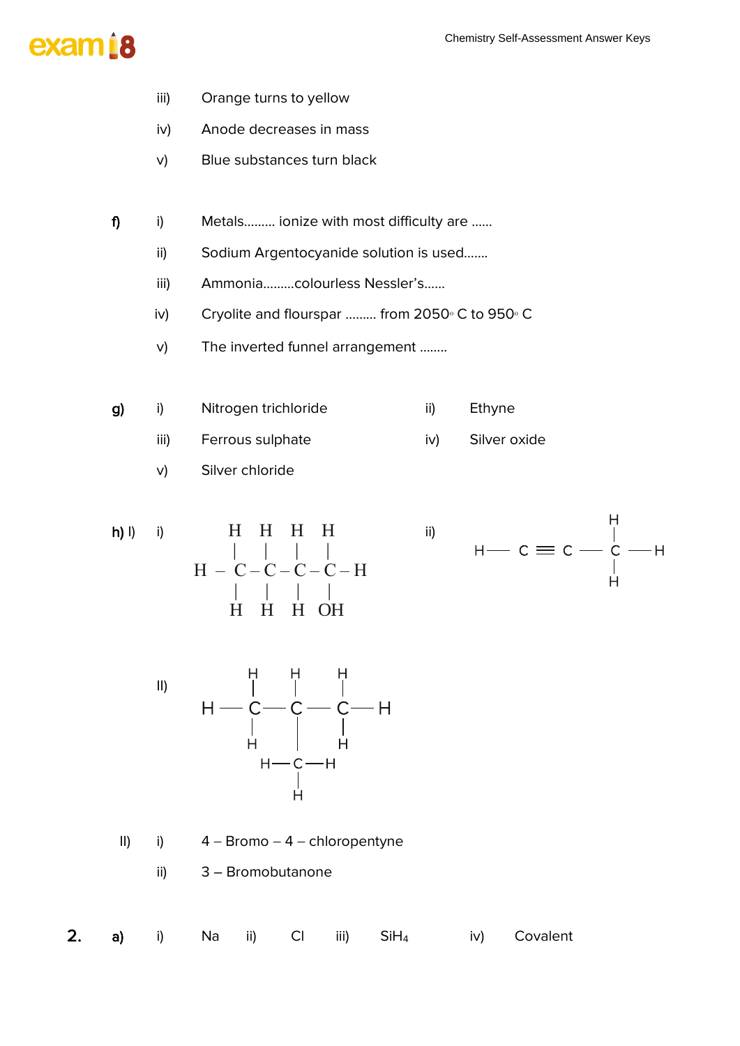iii) Orange turns to yellow

iv) Anode decreases in mass

v) Blue substances turn black

**f)** i) Metals......... ionize with most difficulty are ......

ii) Sodium Argentocyanide solution is used.......

iii) Ammonia.........colourless Nessler's......

iv) Cryolite and flourspar ......... from 2050° C to 950° C

v) The inverted funnel arrangement ........

**g)** i) Nitrogen trichloride ii) Ethyne

iii) Ferrous sulphate iv) Silver oxide

v) Silver chloride

**h) I)** i)

```
    H   H   H   H
    |   |   |   |
H – C – C – C – C – H
    |   |   |   |
    H   H   H   OH
```

ii)

```
                H
                |
H — C ≡ C — C — H
                |
                H
```

II)

```
    H   H   H
    |   |   |
H — C — C — C — H
    |   |   |
    H   |   H
      H—C—H
        |
        H
```

**II)** i) 4 – Bromo – 4 – chloropentyne

ii) 3 – Bromobutanone

**2. a)** i) Na ii) Cl iii) $SiH_4$ iv) Covalent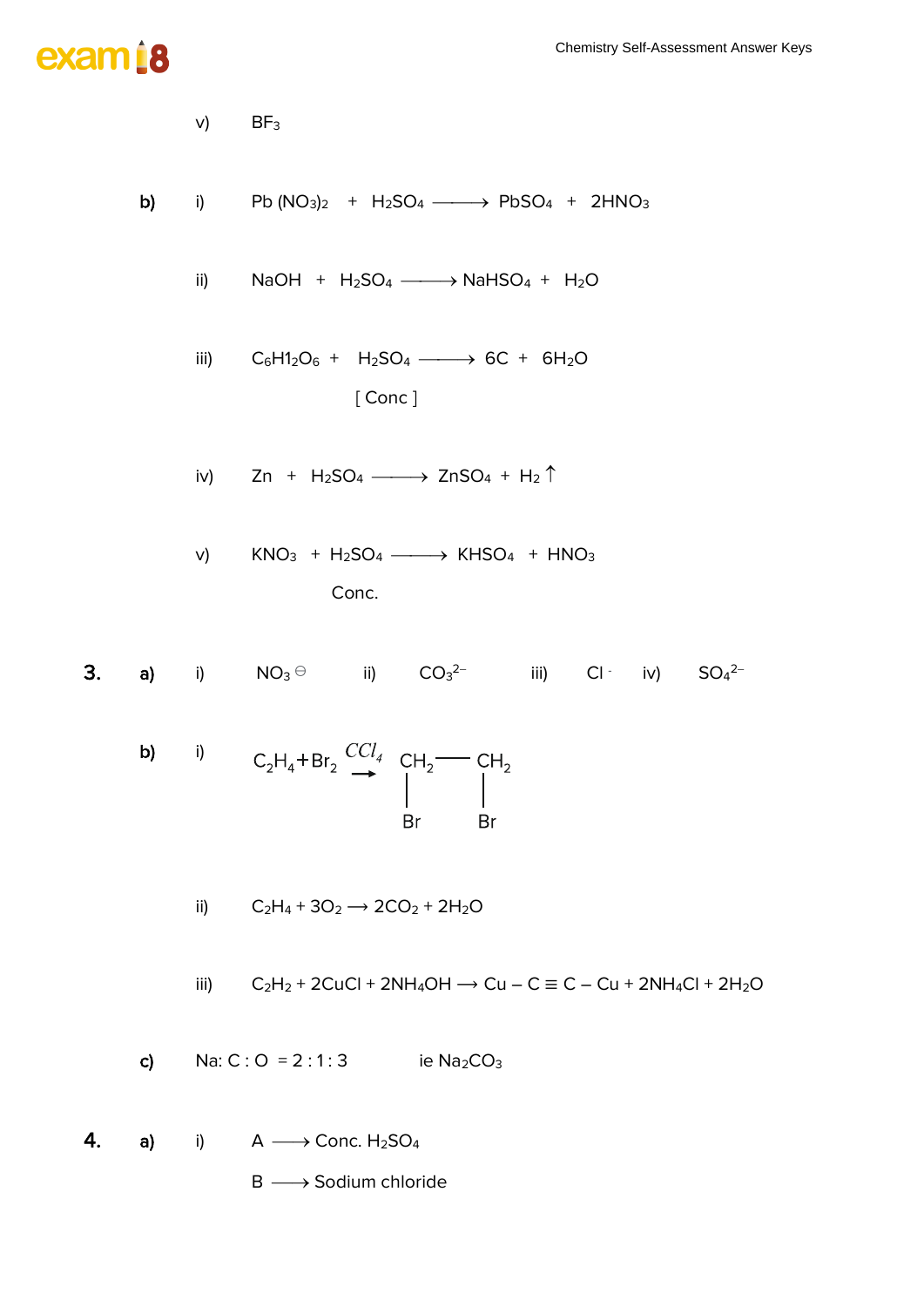v) $BF_3$

**b)** i) $Pb(NO_3)_2 + H_2SO_4 \longrightarrow PbSO_4 + 2HNO_3$

ii) $NaOH + H_2SO_4 \longrightarrow NaHSO_4 + H_2O$

iii) $C_6H_{12}O_6 + \underset{[\text{ Conc }]}{H_2SO_4} \longrightarrow 6C + 6H_2O$

iv) $Zn + H_2SO_4 \longrightarrow ZnSO_4 + H_2 \uparrow$

v) $KNO_3 + \underset{\text{Conc.}}{H_2SO_4} \longrightarrow KHSO_4 + HNO_3$

**3.** **a)** i) $NO_3^{\ominus}$ ii) $CO_3^{2-}$ iii) $Cl^-$ iv) $SO_4^{2-}$

**b)** i) $C_2H_4 + Br_2 \xrightarrow{CCl_4} CH_2Br - CH_2Br$

(structure: $CH_2 - CH_2$, with Br attached to each carbon)

ii) $C_2H_4 + 3O_2 \longrightarrow 2CO_2 + 2H_2O$

iii) $C_2H_2 + 2CuCl + 2NH_4OH \longrightarrow Cu - C \equiv C - Cu + 2NH_4Cl + 2H_2O$

**c)** Na: C : O = 2 : 1 : 3 ie $Na_2CO_3$

**4.** **a)** i) A $\longrightarrow$ Conc. $H_2SO_4$

B $\longrightarrow$ Sodium chloride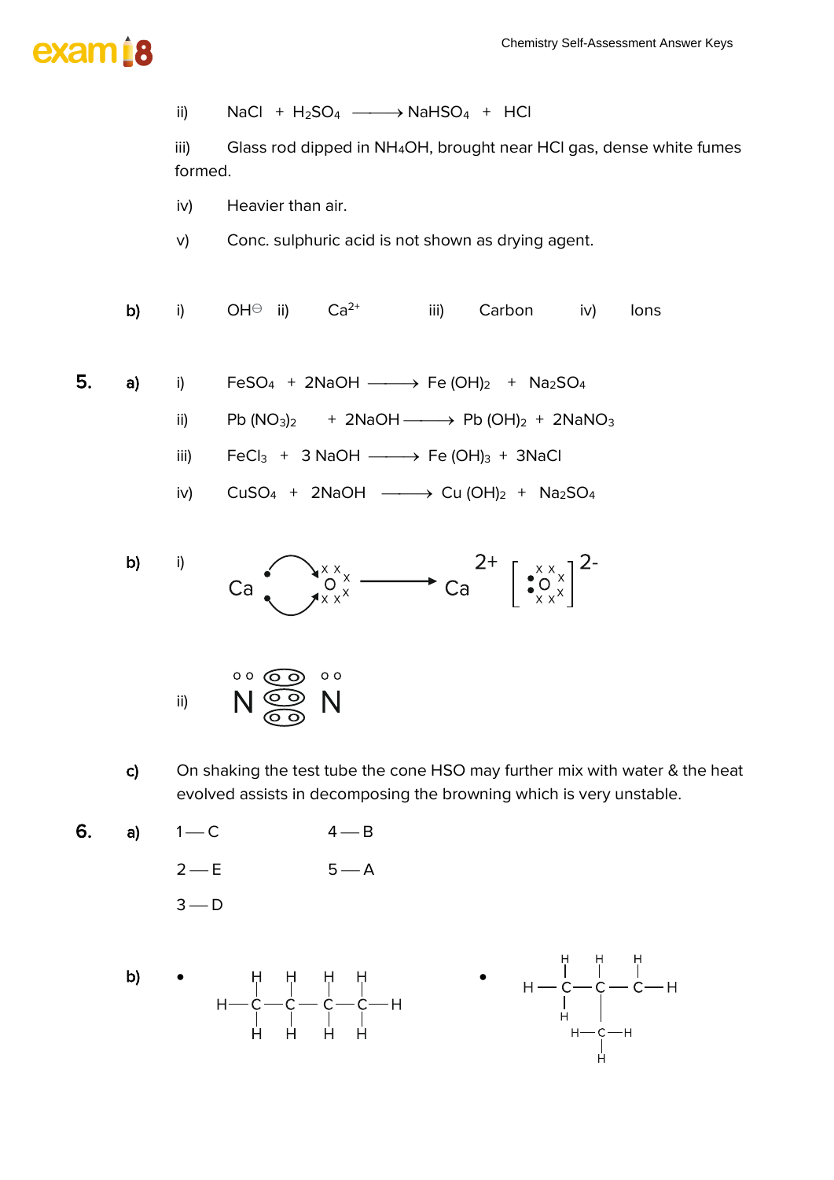ii) $NaCl + H_2SO_4 \longrightarrow NaHSO_4 + HCl$

iii) Glass rod dipped in $NH_4OH$, brought near HCl gas, dense white fumes formed.

iv) Heavier than air.

v) Conc. sulphuric acid is not shown as drying agent.

**b)** i) $OH^{\ominus}$ ii) $Ca^{2+}$ iii) Carbon iv) Ions

**5. a)**

i) $FeSO_4 + 2NaOH \longrightarrow Fe(OH)_2 + Na_2SO_4$

ii) $Pb(NO_3)_2 + 2NaOH \longrightarrow Pb(OH)_2 + 2NaNO_3$

iii) $FeCl_3 + 3NaOH \longrightarrow Fe(OH)_3 + 3NaCl$

iv) $CuSO_4 + 2NaOH \longrightarrow Cu(OH)_2 + Na_2SO_4$

**b)** i) Ca (2 electrons transferred to O) $\longrightarrow$ $Ca^{2+}$ $[O]^{2-}$

ii) N ≡ N (three shared electron pairs)

**c)** On shaking the test tube the cone HSO may further mix with water & the heat evolved assists in decomposing the browning which is very unstable.

**6. a)**

1 — C    4 — B

2 — E    5 — A

3 — D

**b)**

- Straight-chain butane: H–C–C–C–C–H, each C with H above and below
- Branched isomer (2-methylpropane): H–C–C–C–H with a $CH_3$ group on the middle carbon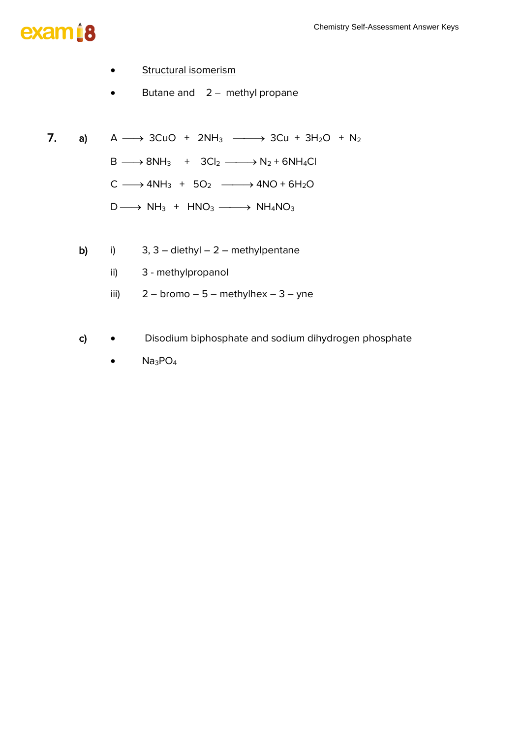- <u>Structural isomerism</u>
- Butane and 2 – methyl propane

**7.** **a)** A $\longrightarrow$ $3CuO + 2NH_3 \longrightarrow 3Cu + 3H_2O + N_2$

B $\longrightarrow$ $8NH_3 + 3Cl_2 \longrightarrow N_2 + 6NH_4Cl$

C $\longrightarrow$ $4NH_3 + 5O_2 \longrightarrow 4NO + 6H_2O$

D $\longrightarrow$ $NH_3 + HNO_3 \longrightarrow NH_4NO_3$

**b)** i) 3, 3 – diethyl – 2 – methylpentane

ii) 3 - methylpropanol

iii) 2 – bromo – 5 – methylhex – 3 – yne

**c)**
- Disodium biphosphate and sodium dihydrogen phosphate
- $Na_3PO_4$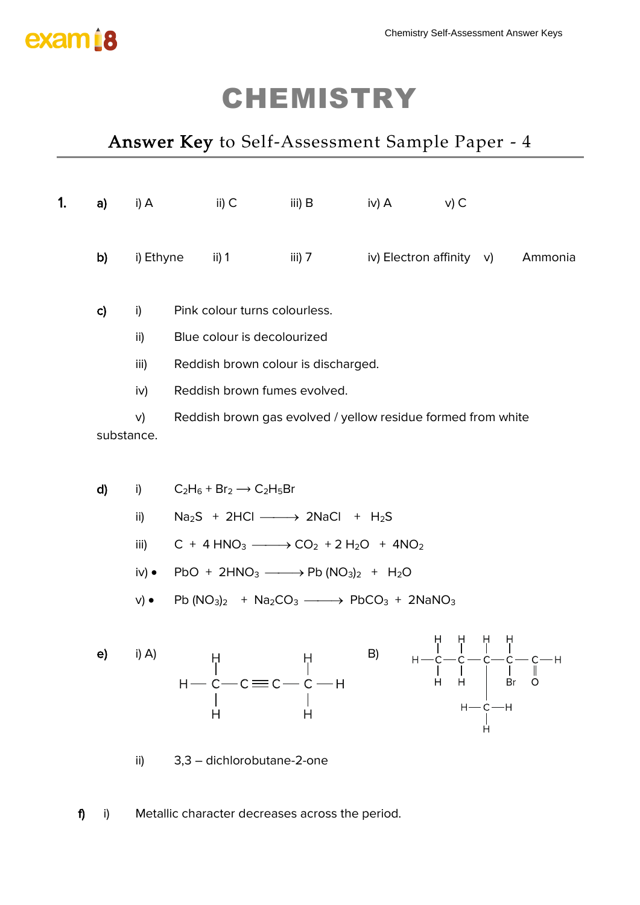# CHEMISTRY

## Answer Key to Self-Assessment Sample Paper - 4

**1.** **a)** i) A  ii) C  iii) B  iv) A  v) C

**b)** i) Ethyne  ii) 1  iii) 7  iv) Electron affinity  v) Ammonia

**c)**
- i) Pink colour turns colourless.
- ii) Blue colour is decolourized
- iii) Reddish brown colour is discharged.
- iv) Reddish brown fumes evolved.
- v) Reddish brown gas evolved / yellow residue formed from white substance.

**d)**
- i) $C_2H_6 + Br_2 \longrightarrow C_2H_5Br$
- ii) $Na_2S + 2HCl \longrightarrow 2NaCl + H_2S$
- iii) $C + 4\,HNO_3 \longrightarrow CO_2 + 2\,H_2O + 4NO_2$
- iv) • $PbO + 2HNO_3 \longrightarrow Pb\,(NO_3)_2 + H_2O$
- v) • $Pb\,(NO_3)_2 + Na_2CO_3 \longrightarrow PbCO_3 + 2NaNO_3$

**e)** i) A) $H_3C{-}C{\equiv}C{-}CH_3$ (structural formula: H–C(H)(H)–C≡C–C(H)(H)–H)

B) $CH_3{-}CH_2{-}CH(CH_3){-}CH(Br){-}CHO$ (structural formula: H–C(H)(H)–C(H)(H)–C(H)(CH₃)–C(H)(Br)–C(=O)–H)

ii) 3,3 – dichlorobutane-2-one

**f)** i) Metallic character decreases across the period.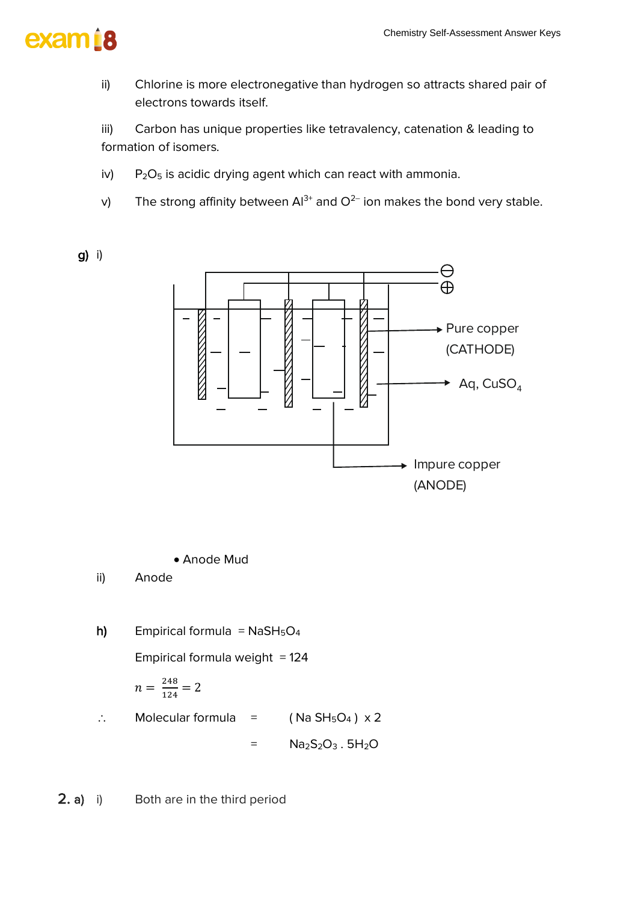ii) Chlorine is more electronegative than hydrogen so attracts shared pair of electrons towards itself.

iii) Carbon has unique properties like tetravalency, catenation & leading to formation of isomers.

iv) $P_2O_5$ is acidic drying agent which can react with ammonia.

v) The strong affinity between $Al^{3+}$ and $O^{2-}$ ion makes the bond very stable.

**g)** i)

Pure copper (CATHODE)

Aq, $CuSO_4$

Impure copper (ANODE)

- Anode Mud

ii) Anode

**h)** Empirical formula = $NaSH_5O_4$

Empirical formula weight = 124

$n = \frac{248}{124} = 2$

∴ Molecular formula = $(NaSH_5O_4) \times 2$

= $Na_2S_2O_3 . 5H_2O$

**2. a)** i) Both are in the third period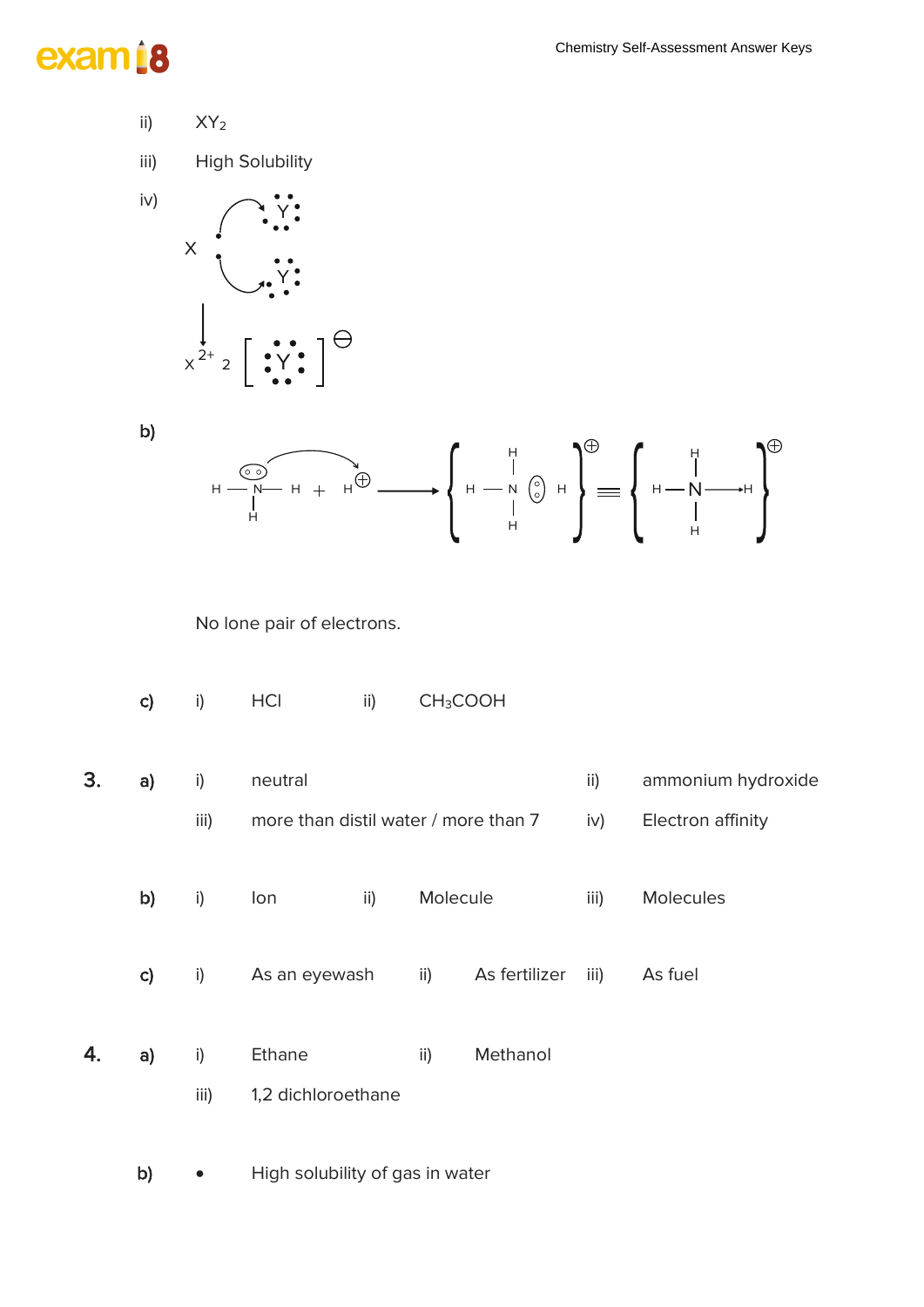ii) $XY_2$

iii) High Solubility

iv)

$$X \cdot\cdot + 2\,\ddot{Y} \longrightarrow X^{2+}\ 2\left[:\ddot{Y}:\right]^{\ominus}$$

**b)**

$$H-\ddot{N}(H)-H + H^{\oplus} \longrightarrow \left[H-N(H)(H):H\right]^{\oplus} \equiv \left[H-N(H)(H)\rightarrow H\right]^{\oplus}$$

No lone pair of electrons.

**c)** i) HCl ii) $CH_3COOH$

**3.** **a)** i) neutral ii) ammonium hydroxide

iii) more than distil water / more than 7 iv) Electron affinity

**b)** i) Ion ii) Molecule iii) Molecules

**c)** i) As an eyewash ii) As fertilizer iii) As fuel

**4.** **a)** i) Ethane ii) Methanol

iii) 1,2 dichloroethane

**b)**
- High solubility of gas in water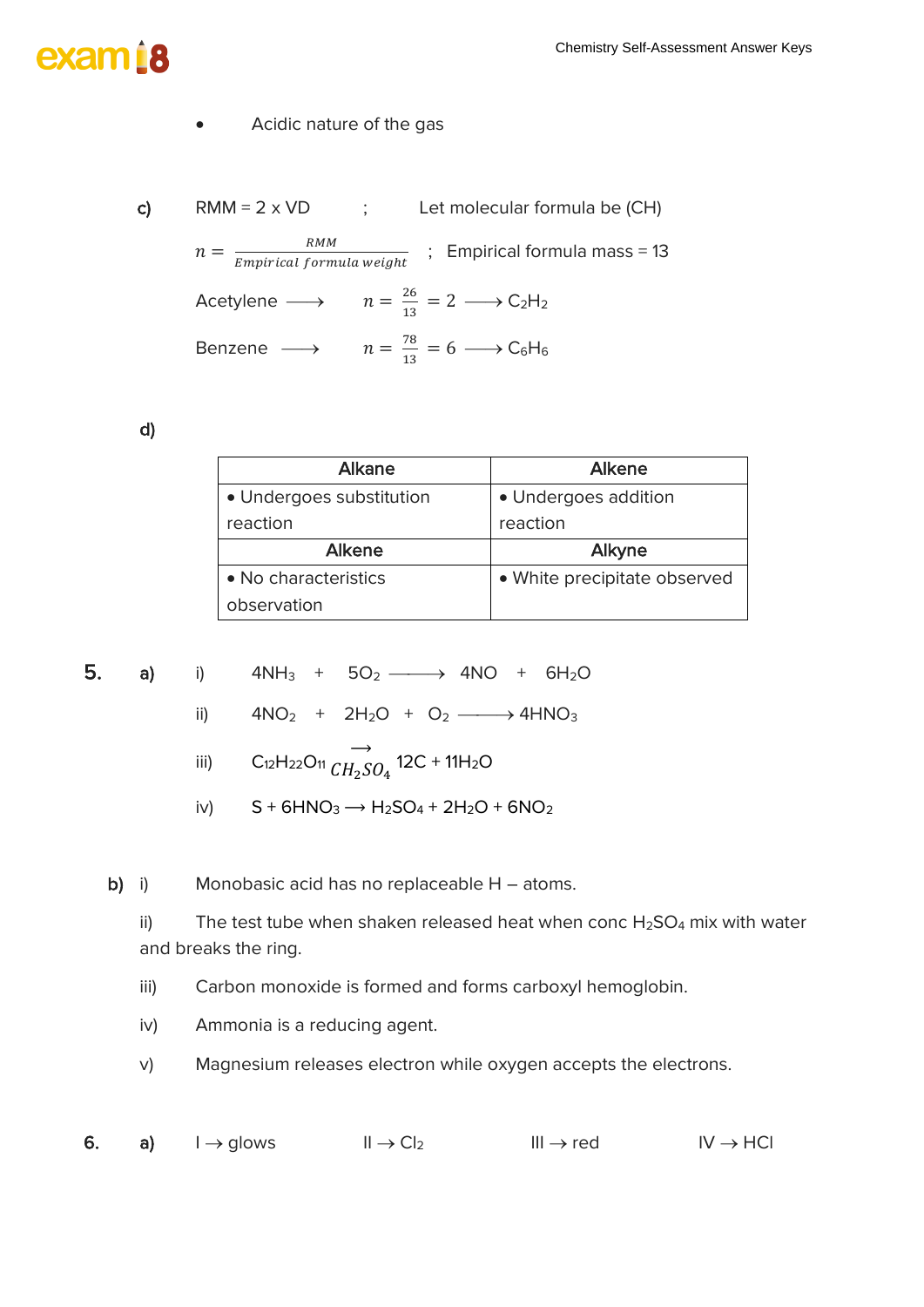- Acidic nature of the gas

**c)** RMM = 2 x VD ; Let molecular formula be (CH)

$n = \frac{RMM}{Empirical\ formula\ weight}$ ; Empirical formula mass = 13

Acetylene $\longrightarrow$ $n = \frac{26}{13} = 2 \longrightarrow C_2H_2$

Benzene $\longrightarrow$ $n = \frac{78}{13} = 6 \longrightarrow C_6H_6$

**d)**

| Alkane | Alkene |
|---|---|
| • Undergoes substitution reaction | • Undergoes addition reaction |
| **Alkene** | **Alkyne** |
| • No characteristics observation | • White precipitate observed |

**5. a)**

i) $4NH_3 + 5O_2 \longrightarrow 4NO + 6H_2O$

ii) $4NO_2 + 2H_2O + O_2 \longrightarrow 4HNO_3$

iii) $C_{12}H_{22}O_{11} \xrightarrow{CH_2SO_4} 12C + 11H_2O$

iv) $S + 6HNO_3 \longrightarrow H_2SO_4 + 2H_2O + 6NO_2$

**b)** i) Monobasic acid has no replaceable H – atoms.

ii) The test tube when shaken released heat when conc $H_2SO_4$ mix with water and breaks the ring.

iii) Carbon monoxide is formed and forms carboxyl hemoglobin.

iv) Ammonia is a reducing agent.

v) Magnesium releases electron while oxygen accepts the electrons.

**6. a)** I $\rightarrow$ glows  II $\rightarrow$ $Cl_2$  III $\rightarrow$ red  IV $\rightarrow$ HCl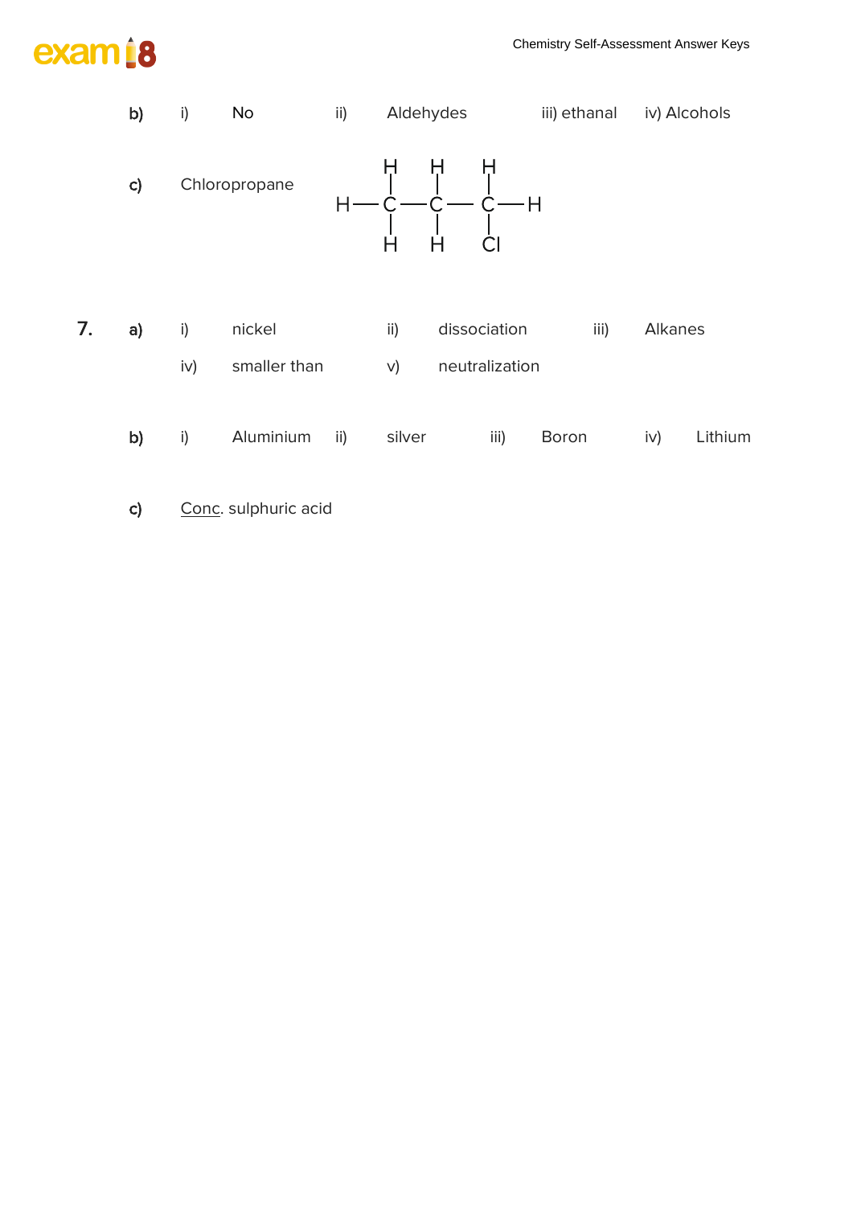b) i) No ii) Aldehydes iii) ethanal iv) Alcohols

c) Chloropropane

```
    H   H   H
    |   |   |
H — C — C — C — H
    |   |   |
    H   H   Cl
```

**7.** a) i) nickel ii) dissociation iii) Alkanes

iv) smaller than v) neutralization

b) i) Aluminium ii) silver iii) Boron iv) Lithium

c) Conc. sulphuric acid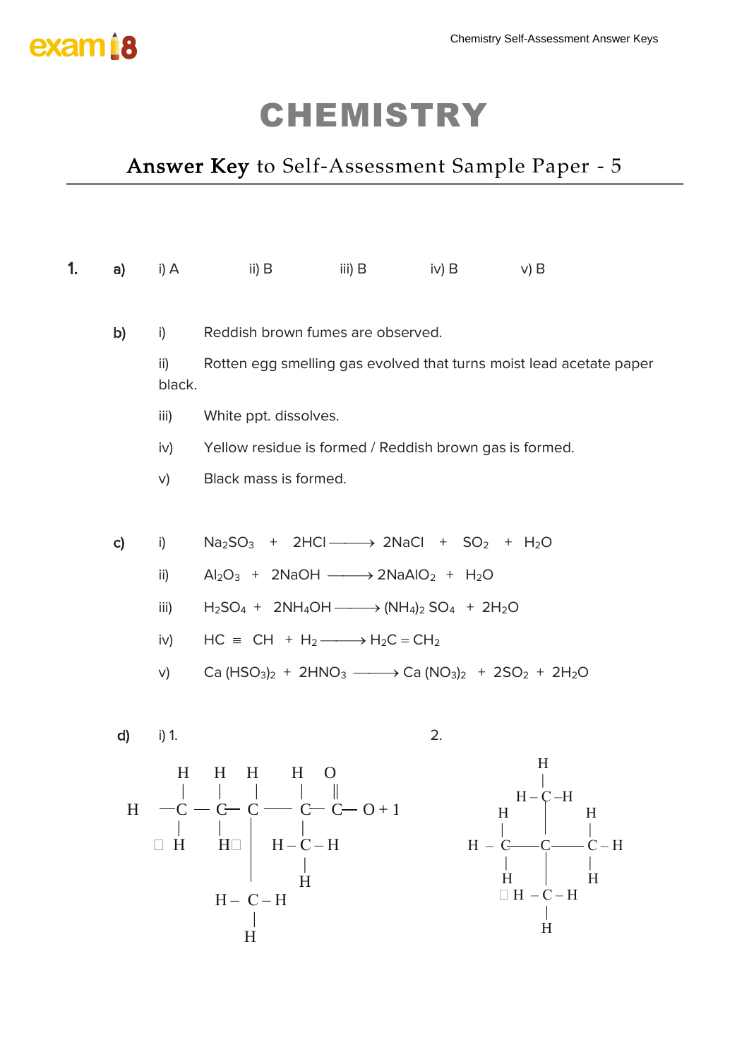# CHEMISTRY

## Answer Key to Self-Assessment Sample Paper - 5

**1.** **a)** i) A  ii) B  iii) B  iv) B  v) B

**b)** i) Reddish brown fumes are observed.

ii) Rotten egg smelling gas evolved that turns moist lead acetate paper black.

iii) White ppt. dissolves.

iv) Yellow residue is formed / Reddish brown gas is formed.

v) Black mass is formed.

**c)** i) $Na_2SO_3 + 2HCl \longrightarrow 2NaCl + SO_2 + H_2O$

ii) $Al_2O_3 + 2NaOH \longrightarrow 2NaAlO_2 + H_2O$

iii) $H_2SO_4 + 2NH_4OH \longrightarrow (NH_4)_2SO_4 + 2H_2O$

iv) $HC \equiv CH + H_2 \longrightarrow H_2C = CH_2$

v) $Ca(HSO_3)_2 + 2HNO_3 \longrightarrow Ca(NO_3)_2 + 2SO_2 + 2H_2O$

**d)** i) 1.

```
      H    H    H       H    O
      |    |    |       |    ||
H   —C  — C— C  ——  C— C— O + 1
      |    |    |       |
      H    H    |    H – C – H
                |       |
                |       H
           H –  C – H
                |
                H
```

2.

```
              H
              |
           H – C –H
      H       |        H
      |       |        |
H  –  C ————— C ————— C – H
      |       |        |
      H       |        H
          H – C – H
              |
              H
```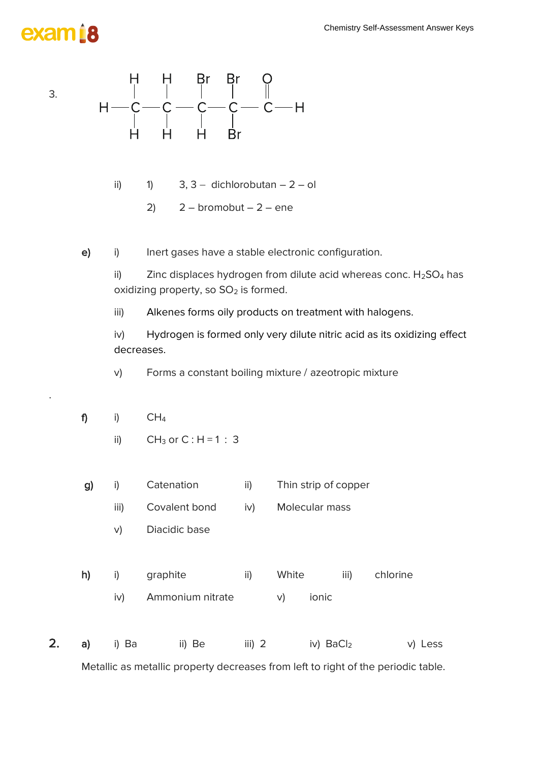3. 

```
       H    H    Br   Br   O
       |    |    |    |    ||
   H — C —— C —— C —— C —— C — H
       |    |    |    |
       H    H    H    Br
```

ii) 1) 3, 3 – dichlorobutan – 2 – ol

2) 2 – bromobut – 2 – ene

**e)** i) Inert gases have a stable electronic configuration.

ii) Zinc displaces hydrogen from dilute acid whereas conc. $H_2SO_4$ has oxidizing property, so $SO_2$ is formed.

iii) Alkenes forms oily products on treatment with halogens.

iv) Hydrogen is formed only very dilute nitric acid as its oxidizing effect decreases.

v) Forms a constant boiling mixture / azeotropic mixture

.

**f)** i) $CH_4$

ii) $CH_3$ or C : H = 1 : 3

**g)** i) Catenation ii) Thin strip of copper

iii) Covalent bond iv) Molecular mass

v) Diacidic base

**h)** i) graphite ii) White iii) chlorine

iv) Ammonium nitrate v) ionic

**2.** **a)** i) Ba ii) Be iii) 2 iv) $BaCl_2$ v) Less

Metallic as metallic property decreases from left to right of the periodic table.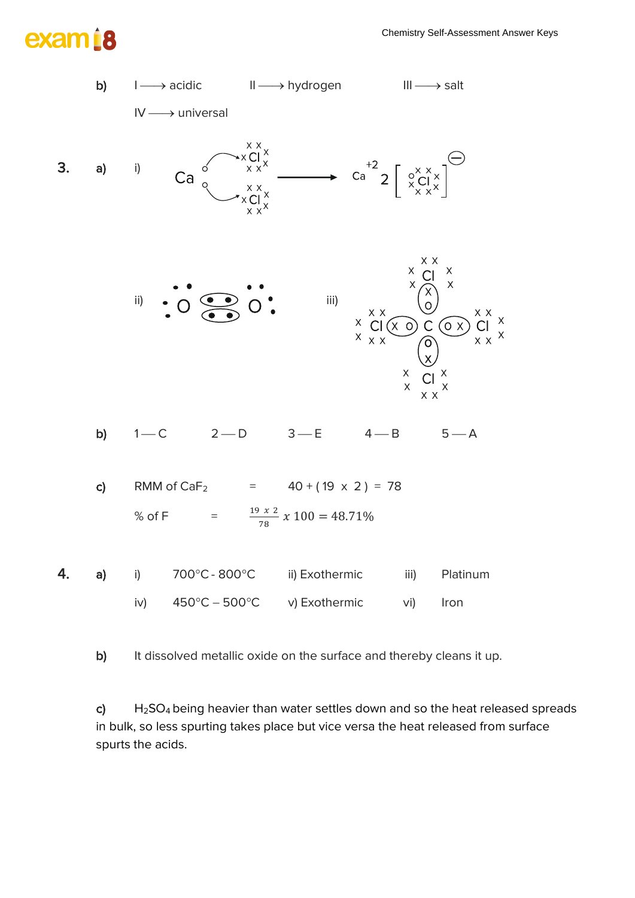b) I ⟶ acidic  II ⟶ hydrogen  III ⟶ salt

IV ⟶ universal

**3.** a) i) Ca + 2 Cl ⟶ $Ca^{+2}$ 2 [Cl]$^{-}$

ii) O : : O

iii) $CCl_4$

b) 1 — C  2 — D  3 — E  4 — B  5 — A

c) RMM of $CaF_2$ = 40 + ( 19 x 2 ) = 78

% of F = $\frac{19 \times 2}{78} \times 100 = 48.71\%$

**4.** a) i) 700°C - 800°C  ii) Exothermic  iii) Platinum

iv) 450°C – 500°C  v) Exothermic  vi) Iron

b) It dissolved metallic oxide on the surface and thereby cleans it up.

c) $H_2SO_4$ being heavier than water settles down and so the heat released spreads in bulk, so less spurting takes place but vice versa the heat released from surface spurts the acids.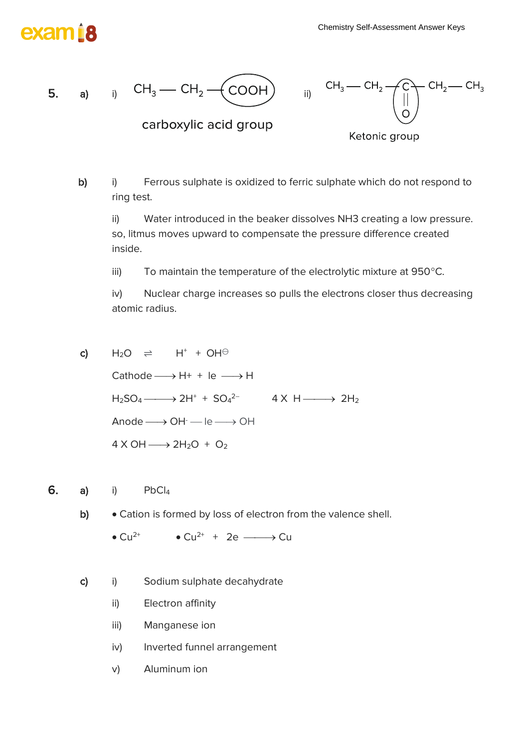**5.** **a)** i) $CH_3 — CH_2 — COOH$

carboxylic acid group

ii) $CH_3 — CH_2 — \underset{\substack{\| \\ O}}{C} — CH_2 — CH_3$

Ketonic group

**b)** i) Ferrous sulphate is oxidized to ferric sulphate which do not respond to ring test.

ii) Water introduced in the beaker dissolves NH3 creating a low pressure. so, litmus moves upward to compensate the pressure difference created inside.

iii) To maintain the temperature of the electrolytic mixture at 950°C.

iv) Nuclear charge increases so pulls the electrons closer thus decreasing atomic radius.

**c)** $H_2O \rightleftharpoons H^+ + OH^\ominus$

Cathode $\longrightarrow$ H+ + 1e $\longrightarrow$ H

$H_2SO_4 \longrightarrow 2H^+ + SO_4^{2-}$ $\quad$ $4 \times H \longrightarrow 2H_2$

Anode $\longrightarrow$ $OH^-$ — 1e $\longrightarrow$ OH

$4 \times OH \longrightarrow 2H_2O + O_2$

**6.** **a)** i) $PbCl_4$

**b)** • Cation is formed by loss of electron from the valence shell.

• $Cu^{2+}$ $\quad$ • $Cu^{2+} + 2e \longrightarrow Cu$

**c)** i) Sodium sulphate decahydrate

ii) Electron affinity

iii) Manganese ion

iv) Inverted funnel arrangement

v) Aluminum ion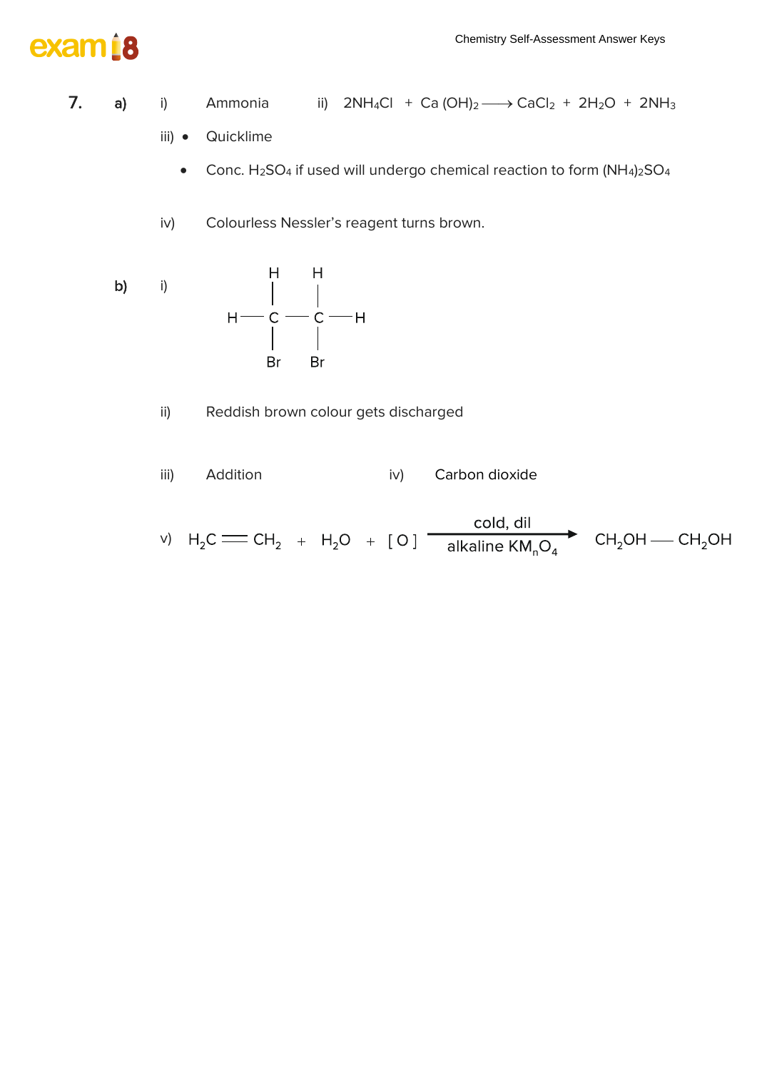**7.** **a)** i) Ammonia ii) $2NH_4Cl + Ca(OH)_2 \longrightarrow CaCl_2 + 2H_2O + 2NH_3$

iii)
- Quicklime
- Conc. $H_2SO_4$ if used will undergo chemical reaction to form $(NH_4)_2SO_4$

iv) Colourless Nessler's reagent turns brown.

**b)** i)

```
     H     H
     |     |
H —  C  —  C — H
     |     |
     Br    Br
```

ii) Reddish brown colour gets discharged

iii) Addition iv) Carbon dioxide

v) $$H_2C = CH_2 + H_2O + [O] \xrightarrow[\text{alkaline } KM_nO_4]{\text{cold, dil}} CH_2OH - CH_2OH$$